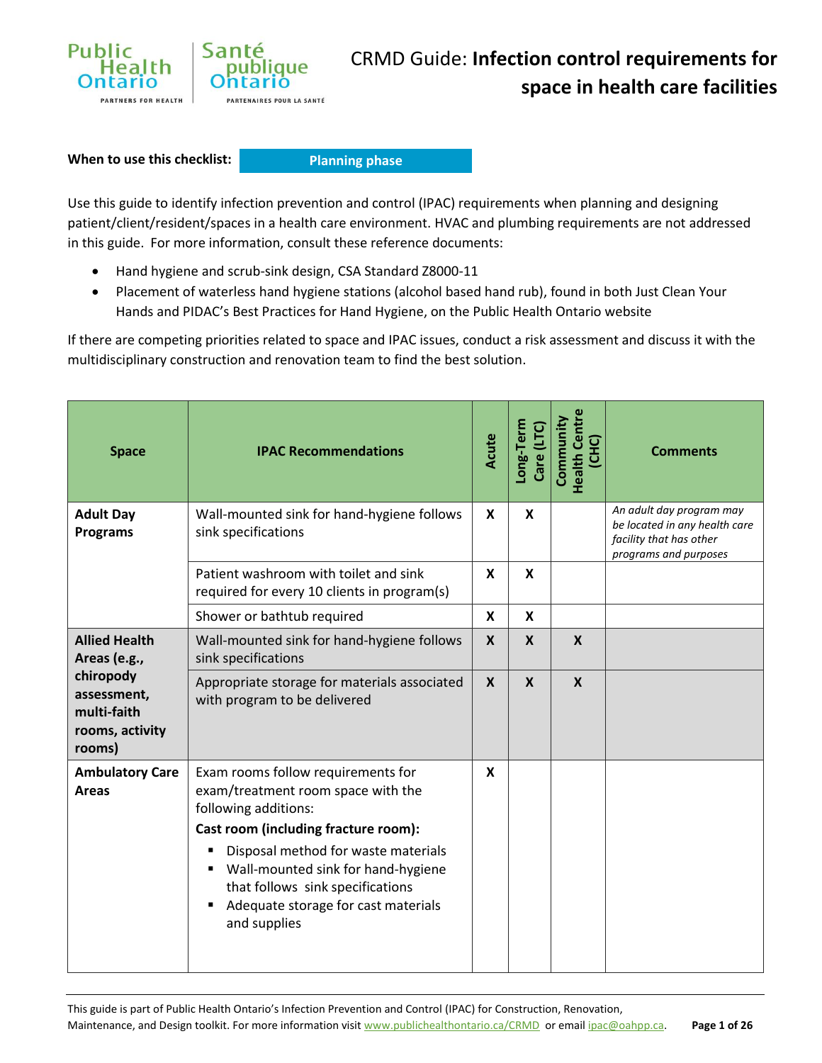# CRMD Guide: **Infection control requirements for space in health care facilities**

**When to use this checklist:** **Planning phase**

Use this guide to identify infection prevention and control (IPAC) requirements when planning and designing patient/client/resident/spaces in a health care environment. HVAC and plumbing requirements are not addressed in this guide. For more information, consult these reference documents:

- Hand hygiene and scrub-sink design, CSA Standard Z8000-11
- Placement of waterless hand hygiene stations (alcohol based hand rub), found in both Just Clean Your Hands and PIDAC's Best Practices for Hand Hygiene, on the Public Health Ontario website

If there are competing priorities related to space and IPAC issues, conduct a risk assessment and discuss it with the multidisciplinary construction and renovation team to find the best solution.

| Space | IPAC Recommendations | Acute | Long-Term Care (LTC) | Community Health Centre (CHC) | Comments |
|---|---|---|---|---|---|
| **Adult Day Programs** | Wall-mounted sink for hand-hygiene follows sink specifications | X | X | | *An adult day program may be located in any health care facility that has other programs and purposes* |
| | Patient washroom with toilet and sink required for every 10 clients in program(s) | X | X | | |
| | Shower or bathtub required | X | X | | |
| **Allied Health Areas (e.g., chiropody assessment, multi-faith rooms, activity rooms)** | Wall-mounted sink for hand-hygiene follows sink specifications | X | X | X | |
| | Appropriate storage for materials associated with program to be delivered | X | X | X | |
| **Ambulatory Care Areas** | Exam rooms follow requirements for exam/treatment room space with the following additions: **Cast room (including fracture room):** <br>▪ Disposal method for waste materials <br>▪ Wall-mounted sink for hand-hygiene that follows sink specifications <br>▪ Adequate storage for cast materials and supplies | X | | | |

This guide is part of Public Health Ontario's Infection Prevention and Control (IPAC) for Construction, Renovation, Maintenance, and Design toolkit. For more information visit www.publichealthontario.ca/CRMD or email ipac@oahpp.ca.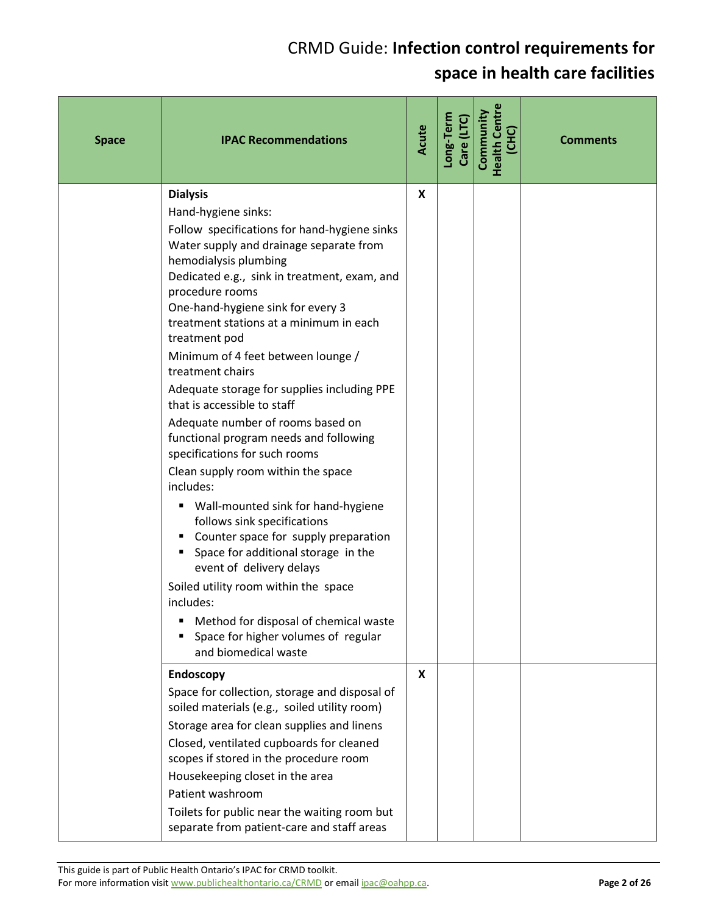# CRMD Guide: **Infection control requirements for space in health care facilities**

| Space | IPAC Recommendations | Acute | Long-Term Care (LTC) | Community Health Centre (CHC) | Comments |
|---|---|---|---|---|---|
| | **Dialysis**<br>Hand-hygiene sinks:<br>Follow specifications for hand-hygiene sinks<br>Water supply and drainage separate from hemodialysis plumbing<br>Dedicated e.g., sink in treatment, exam, and procedure rooms<br>One-hand-hygiene sink for every 3 treatment stations at a minimum in each treatment pod<br>Minimum of 4 feet between lounge / treatment chairs<br>Adequate storage for supplies including PPE that is accessible to staff<br>Adequate number of rooms based on functional program needs and following specifications for such rooms<br>Clean supply room within the space includes:<br>▪ Wall-mounted sink for hand-hygiene follows sink specifications<br>▪ Counter space for supply preparation<br>▪ Space for additional storage in the event of delivery delays<br>Soiled utility room within the space includes:<br>▪ Method for disposal of chemical waste<br>▪ Space for higher volumes of regular and biomedical waste | X | | | |
| | **Endoscopy**<br>Space for collection, storage and disposal of soiled materials (e.g., soiled utility room)<br>Storage area for clean supplies and linens<br>Closed, ventilated cupboards for cleaned scopes if stored in the procedure room<br>Housekeeping closet in the area<br>Patient washroom<br>Toilets for public near the waiting room but separate from patient-care and staff areas | X | | | |

This guide is part of Public Health Ontario's IPAC for CRMD toolkit.
For more information visit www.publichealthontario.ca/CRMD or email ipac@oahpp.ca.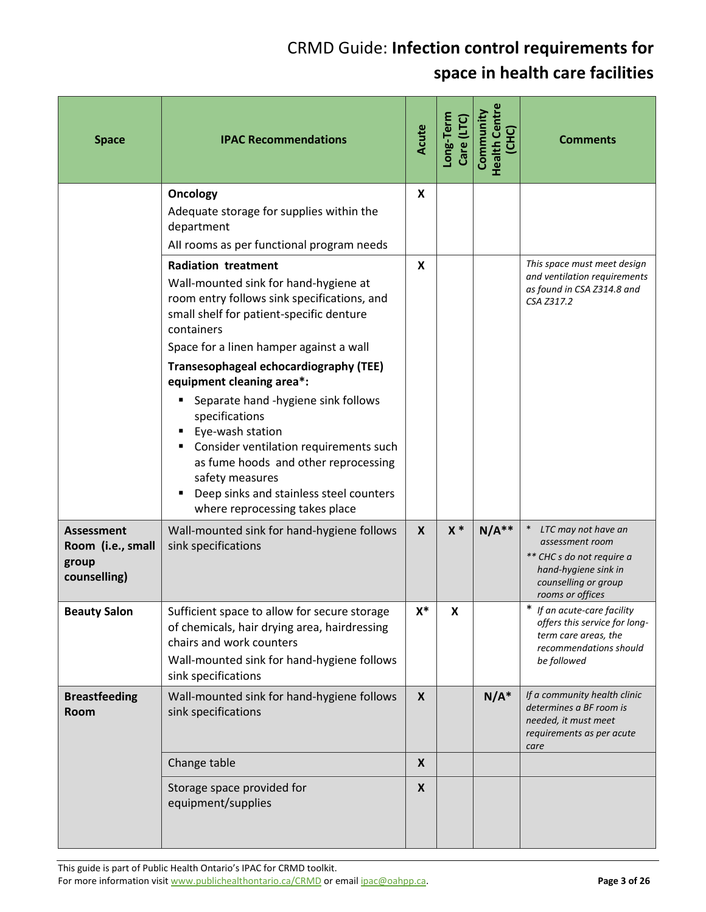| Space | IPAC Recommendations | Acute | Long-Term Care (LTC) | Community Health Centre (CHC) | Comments |
|---|---|---|---|---|---|
| | **Oncology**<br>Adequate storage for supplies within the department<br>All rooms as per functional program needs | X | | | |
| | **Radiation treatment**<br>Wall-mounted sink for hand-hygiene at room entry follows sink specifications, and small shelf for patient-specific denture containers<br>Space for a linen hamper against a wall<br>**Transesophageal echocardiography (TEE) equipment cleaning area*:**<br>▪ Separate hand -hygiene sink follows specifications<br>▪ Eye-wash station<br>▪ Consider ventilation requirements such as fume hoods and other reprocessing safety measures<br>▪ Deep sinks and stainless steel counters where reprocessing takes place | X | | | *This space must meet design and ventilation requirements as found in CSA Z314.8 and CSA Z317.2* |
| **Assessment Room (i.e., small group counselling)** | Wall-mounted sink for hand-hygiene follows sink specifications | X | X * | N/A** | * *LTC may not have an assessment room*<br>** *CHC s do not require a hand-hygiene sink in counselling or group rooms or offices* |
| **Beauty Salon** | Sufficient space to allow for secure storage of chemicals, hair drying area, hairdressing chairs and work counters<br>Wall-mounted sink for hand-hygiene follows sink specifications | X* | X | | * *If an acute-care facility offers this service for long-term care areas, the recommendations should be followed* |
| **Breastfeeding Room** | Wall-mounted sink for hand-hygiene follows sink specifications | X | | N/A* | *If a community health clinic determines a BF room is needed, it must meet requirements as per acute care* |
| | Change table | X | | | |
| | Storage space provided for equipment/supplies | X | | | |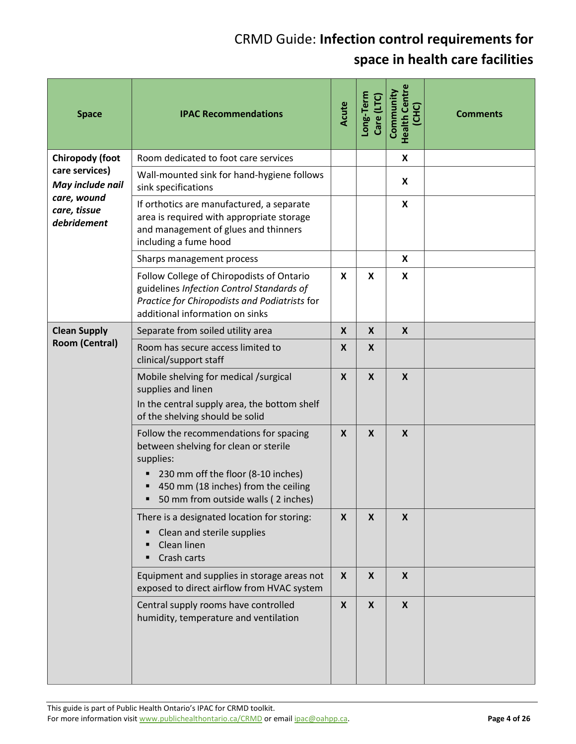| Space | IPAC Recommendations | Acute | Long-Term Care (LTC) | Community Health Centre (CHC) | Comments |
|---|---|---|---|---|---|
| **Chiropody (foot care services)** ***May include nail care, wound care, tissue debridement*** | Room dedicated to foot care services | | | X | |
| | Wall-mounted sink for hand-hygiene follows sink specifications | | | X | |
| | If orthotics are manufactured, a separate area is required with appropriate storage and management of glues and thinners including a fume hood | | | X | |
| | Sharps management process | | | X | |
| | Follow College of Chiropodists of Ontario guidelines *Infection Control Standards of Practice for Chiropodists and Podiatrists* for additional information on sinks | X | X | X | |
| **Clean Supply Room (Central)** | Separate from soiled utility area | X | X | X | |
| | Room has secure access limited to clinical/support staff | X | X | | |
| | Mobile shelving for medical /surgical supplies and linen<br>In the central supply area, the bottom shelf of the shelving should be solid | X | X | X | |
| | Follow the recommendations for spacing between shelving for clean or sterile supplies:<br>▪ 230 mm off the floor (8-10 inches)<br>▪ 450 mm (18 inches) from the ceiling<br>▪ 50 mm from outside walls ( 2 inches) | X | X | X | |
| | There is a designated location for storing:<br>▪ Clean and sterile supplies<br>▪ Clean linen<br>▪ Crash carts | X | X | X | |
| | Equipment and supplies in storage areas not exposed to direct airflow from HVAC system | X | X | X | |
| | Central supply rooms have controlled humidity, temperature and ventilation | X | X | X | |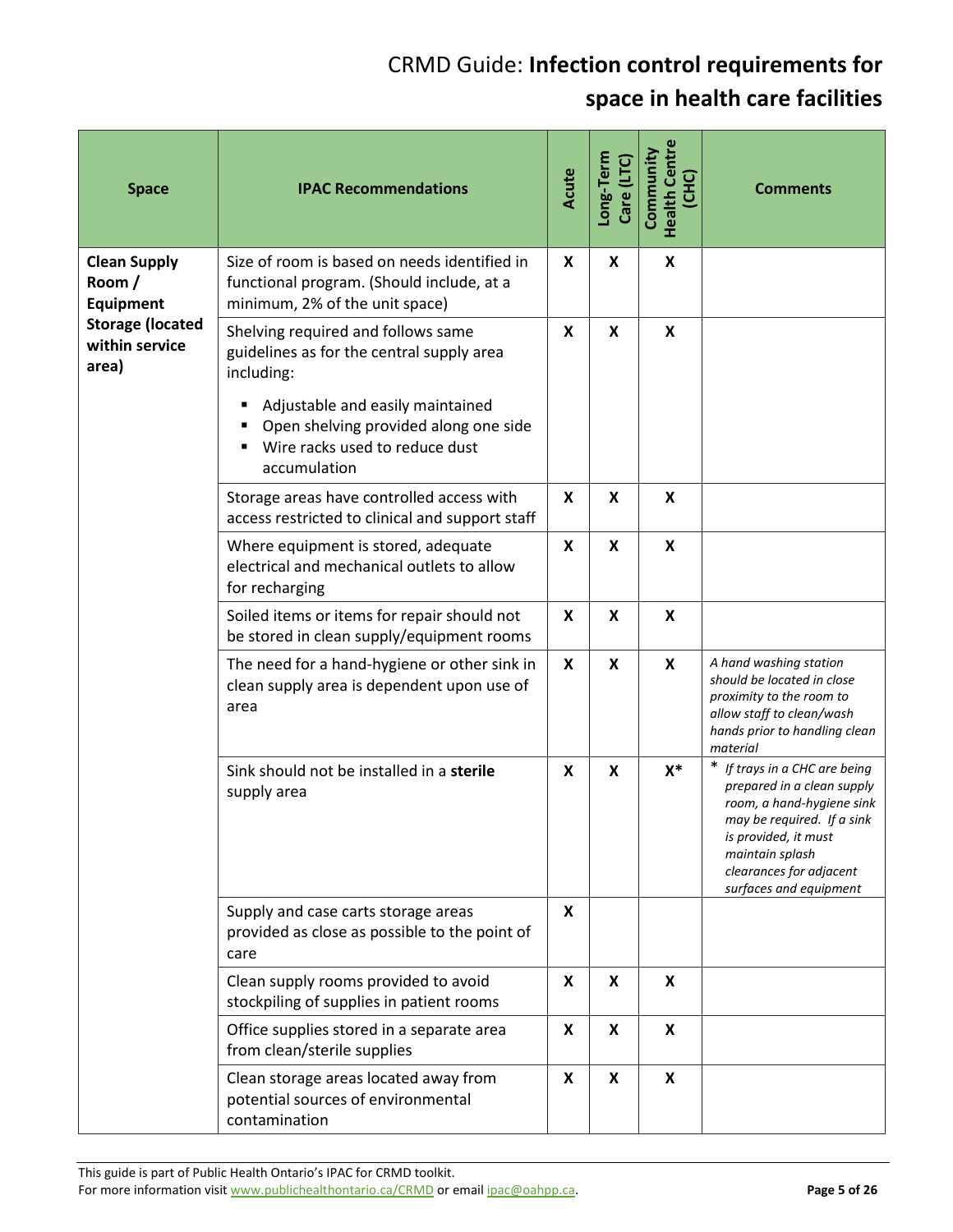| Space | IPAC Recommendations | Acute | Long-Term Care (LTC) | Community Health Centre (CHC) | Comments |
|---|---|---|---|---|---|
| **Clean Supply Room / Equipment Storage (located within service area)** | Size of room is based on needs identified in functional program. (Should include, at a minimum, 2% of the unit space) | X | X | X | |
| | Shelving required and follows same guidelines as for the central supply area including:<br>▪ Adjustable and easily maintained<br>▪ Open shelving provided along one side<br>▪ Wire racks used to reduce dust accumulation | X | X | X | |
| | Storage areas have controlled access with access restricted to clinical and support staff | X | X | X | |
| | Where equipment is stored, adequate electrical and mechanical outlets to allow for recharging | X | X | X | |
| | Soiled items or items for repair should not be stored in clean supply/equipment rooms | X | X | X | |
| | The need for a hand-hygiene or other sink in clean supply area is dependent upon use of area | X | X | X | *A hand washing station should be located in close proximity to the room to allow staff to clean/wash hands prior to handling clean material* |
| | Sink should not be installed in a **sterile** supply area | X | X | X* | * *If trays in a CHC are being prepared in a clean supply room, a hand-hygiene sink may be required. If a sink is provided, it must maintain splash clearances for adjacent surfaces and equipment* |
| | Supply and case carts storage areas provided as close as possible to the point of care | X | | | |
| | Clean supply rooms provided to avoid stockpiling of supplies in patient rooms | X | X | X | |
| | Office supplies stored in a separate area from clean/sterile supplies | X | X | X | |
| | Clean storage areas located away from potential sources of environmental contamination | X | X | X | |

This guide is part of Public Health Ontario's IPAC for CRMD toolkit.
For more information visit www.publichealthontario.ca/CRMD or email ipac@oahpp.ca.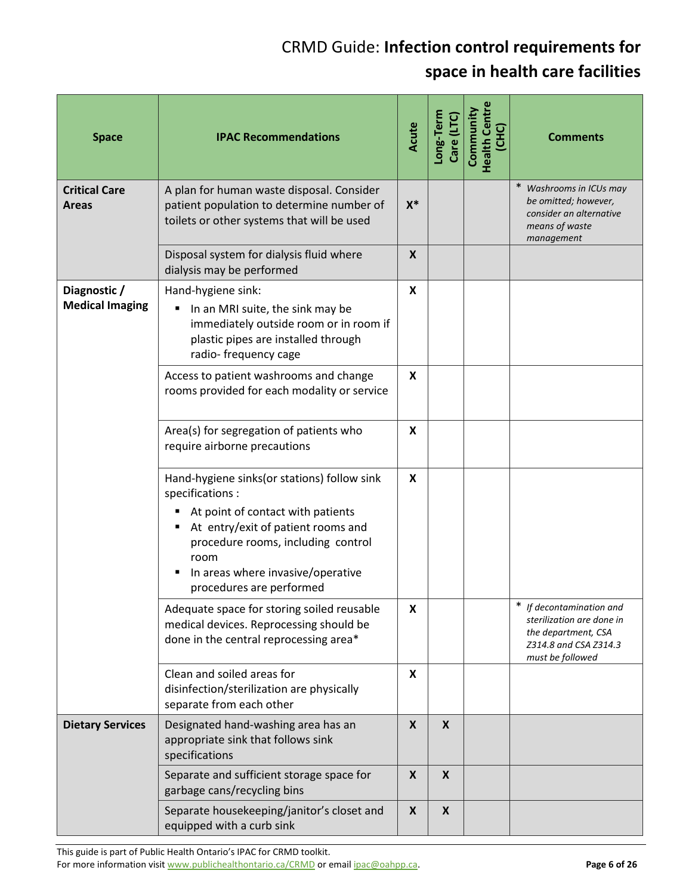| Space | IPAC Recommendations | Acute | Long-Term Care (LTC) | Community Health Centre (CHC) | Comments |
|---|---|---|---|---|---|
| **Critical Care Areas** | A plan for human waste disposal. Consider patient population to determine number of toilets or other systems that will be used | **X*** | | | * *Washrooms in ICUs may be omitted; however, consider an alternative means of waste management* |
| | Disposal system for dialysis fluid where dialysis may be performed | **X** | | | |
| **Diagnostic / Medical Imaging** | Hand-hygiene sink:<br>▪ In an MRI suite, the sink may be immediately outside room or in room if plastic pipes are installed through radio- frequency cage | **X** | | | |
| | Access to patient washrooms and change rooms provided for each modality or service | **X** | | | |
| | Area(s) for segregation of patients who require airborne precautions | **X** | | | |
| | Hand-hygiene sinks(or stations) follow sink specifications :<br>▪ At point of contact with patients<br>▪ At entry/exit of patient rooms and procedure rooms, including control room<br>▪ In areas where invasive/operative procedures are performed | **X** | | | |
| | Adequate space for storing soiled reusable medical devices. Reprocessing should be done in the central reprocessing area* | **X** | | | * *If decontamination and sterilization are done in the department, CSA Z314.8 and CSA Z314.3 must be followed* |
| | Clean and soiled areas for disinfection/sterilization are physically separate from each other | **X** | | | |
| **Dietary Services** | Designated hand-washing area has an appropriate sink that follows sink specifications | **X** | **X** | | |
| | Separate and sufficient storage space for garbage cans/recycling bins | **X** | **X** | | |
| | Separate housekeeping/janitor's closet and equipped with a curb sink | **X** | **X** | | |

This guide is part of Public Health Ontario's IPAC for CRMD toolkit.
For more information visit www.publichealthontario.ca/CRMD or email ipac@oahpp.ca.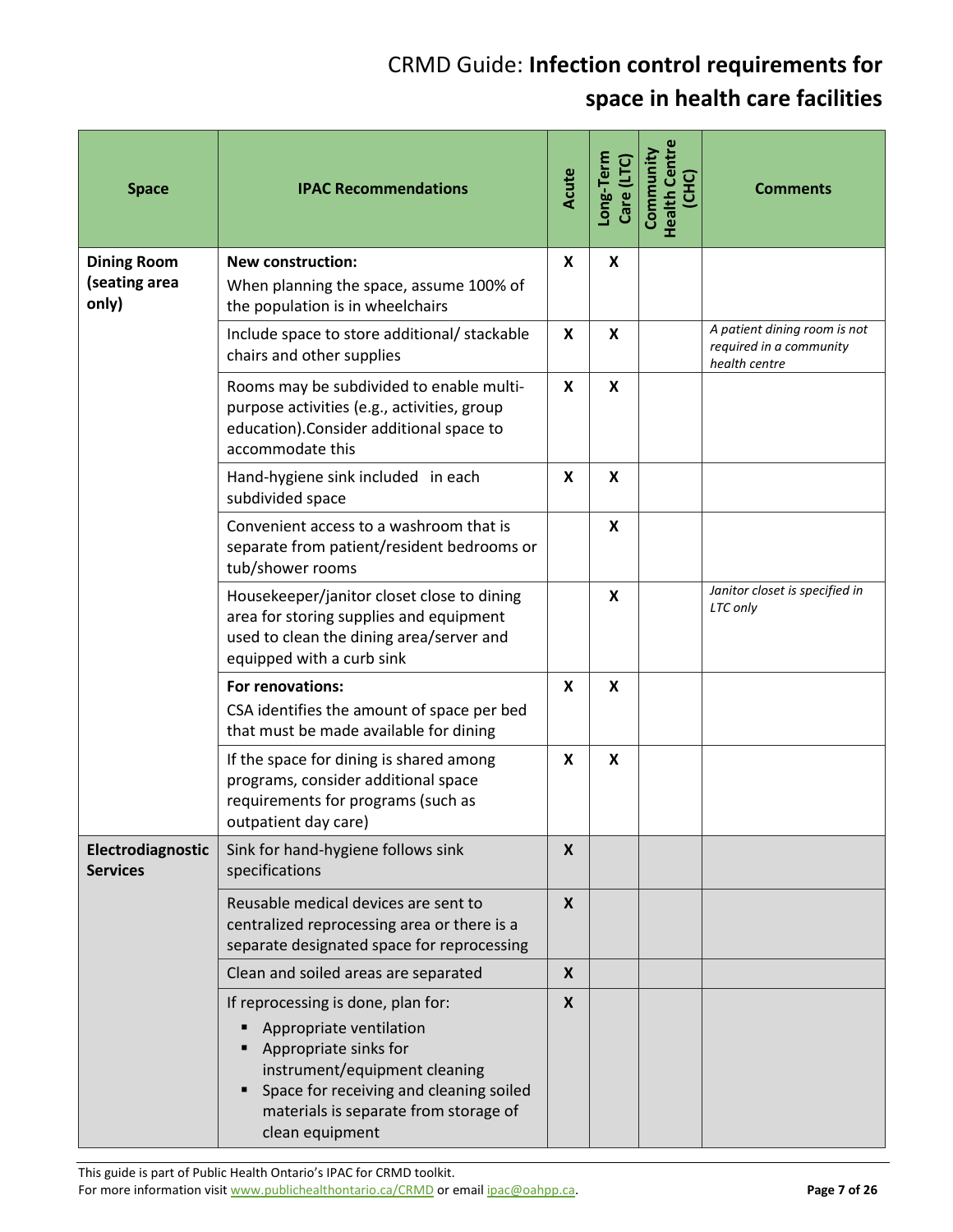| Space | IPAC Recommendations | Acute | Long-Term Care (LTC) | Community Health Centre (CHC) | Comments |
|---|---|---|---|---|---|
| **Dining Room (seating area only)** | **New construction:** When planning the space, assume 100% of the population is in wheelchairs | X | X | | |
| | Include space to store additional/ stackable chairs and other supplies | X | X | | *A patient dining room is not required in a community health centre* |
| | Rooms may be subdivided to enable multi-purpose activities (e.g., activities, group education).Consider additional space to accommodate this | X | X | | |
| | Hand-hygiene sink included in each subdivided space | X | X | | |
| | Convenient access to a washroom that is separate from patient/resident bedrooms or tub/shower rooms | | X | | |
| | Housekeeper/janitor closet close to dining area for storing supplies and equipment used to clean the dining area/server and equipped with a curb sink | | X | | *Janitor closet is specified in LTC only* |
| | **For renovations:** CSA identifies the amount of space per bed that must be made available for dining | X | X | | |
| | If the space for dining is shared among programs, consider additional space requirements for programs (such as outpatient day care) | X | X | | |
| **Electrodiagnostic Services** | Sink for hand-hygiene follows sink specifications | X | | | |
| | Reusable medical devices are sent to centralized reprocessing area or there is a separate designated space for reprocessing | X | | | |
| | Clean and soiled areas are separated | X | | | |
| | If reprocessing is done, plan for: <br>▪ Appropriate ventilation <br>▪ Appropriate sinks for instrument/equipment cleaning <br>▪ Space for receiving and cleaning soiled materials is separate from storage of clean equipment | X | | | |

This guide is part of Public Health Ontario's IPAC for CRMD toolkit.
For more information visit www.publichealthontario.ca/CRMD or email ipac@oahpp.ca.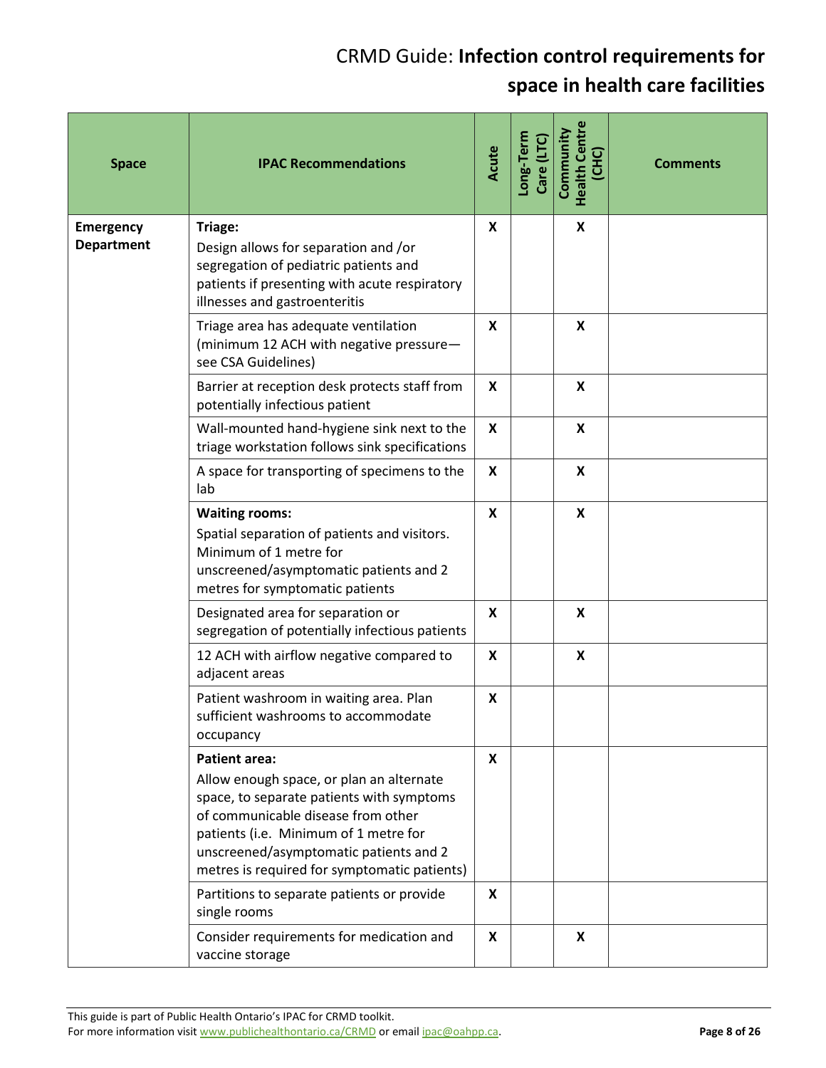| Space | IPAC Recommendations | Acute | Long-Term Care (LTC) | Community Health Centre (CHC) | Comments |
|---|---|---|---|---|---|
| **Emergency Department** | **Triage:** Design allows for separation and /or segregation of pediatric patients and patients if presenting with acute respiratory illnesses and gastroenteritis | **X** | | **X** | |
| | Triage area has adequate ventilation (minimum 12 ACH with negative pressure—see CSA Guidelines) | **X** | | **X** | |
| | Barrier at reception desk protects staff from potentially infectious patient | **X** | | **X** | |
| | Wall-mounted hand-hygiene sink next to the triage workstation follows sink specifications | **X** | | **X** | |
| | A space for transporting of specimens to the lab | **X** | | **X** | |
| | **Waiting rooms:** Spatial separation of patients and visitors. Minimum of 1 metre for unscreened/asymptomatic patients and 2 metres for symptomatic patients | **X** | | **X** | |
| | Designated area for separation or segregation of potentially infectious patients | **X** | | **X** | |
| | 12 ACH with airflow negative compared to adjacent areas | **X** | | **X** | |
| | Patient washroom in waiting area. Plan sufficient washrooms to accommodate occupancy | **X** | | | |
| | **Patient area:** Allow enough space, or plan an alternate space, to separate patients with symptoms of communicable disease from other patients (i.e. Minimum of 1 metre for unscreened/asymptomatic patients and 2 metres is required for symptomatic patients) | **X** | | | |
| | Partitions to separate patients or provide single rooms | **X** | | | |
| | Consider requirements for medication and vaccine storage | **X** | | **X** | |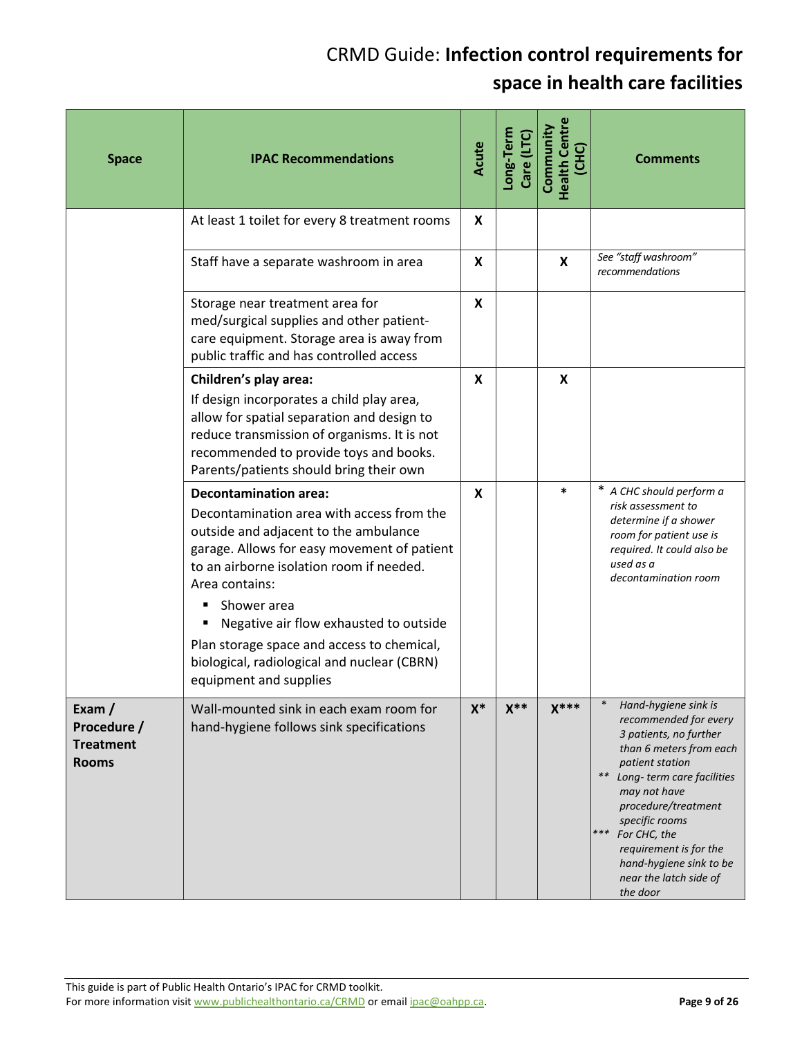| Space | IPAC Recommendations | Acute | Long-Term Care (LTC) | Community Health Centre (CHC) | Comments |
|---|---|---|---|---|---|
| | At least 1 toilet for every 8 treatment rooms | X | | | |
| | Staff have a separate washroom in area | X | | X | *See "staff washroom" recommendations* |
| | Storage near treatment area for med/surgical supplies and other patient-care equipment. Storage area is away from public traffic and has controlled access | X | | | |
| | **Children's play area:**<br>If design incorporates a child play area, allow for spatial separation and design to reduce transmission of organisms. It is not recommended to provide toys and books. Parents/patients should bring their own | X | | X | |
| | **Decontamination area:**<br>Decontamination area with access from the outside and adjacent to the ambulance garage. Allows for easy movement of patient to an airborne isolation room if needed. Area contains:<br>▪ Shower area<br>▪ Negative air flow exhausted to outside<br>Plan storage space and access to chemical, biological, radiological and nuclear (CBRN) equipment and supplies | X | | * | * *A CHC should perform a risk assessment to determine if a shower room for patient use is required. It could also be used as a decontamination room* |
| **Exam / Procedure / Treatment Rooms** | Wall-mounted sink in each exam room for hand-hygiene follows sink specifications | X* | X** | X*** | * *Hand-hygiene sink is recommended for every 3 patients, no further than 6 meters from each patient station*<br>** *Long- term care facilities may not have procedure/treatment specific rooms*<br>*** *For CHC, the requirement is for the hand-hygiene sink to be near the latch side of the door* |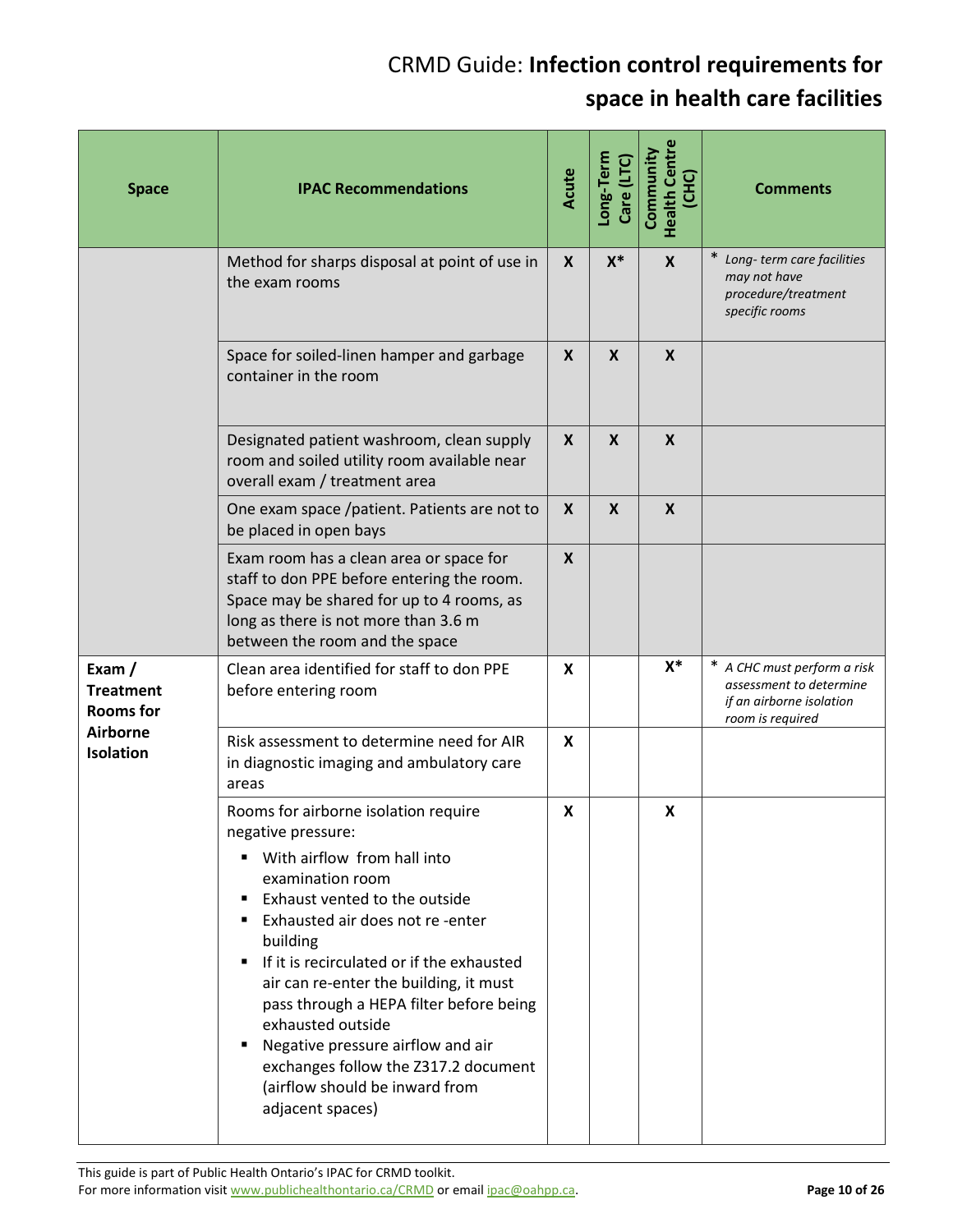| Space | IPAC Recommendations | Acute | Long-Term Care (LTC) | Community Health Centre (CHC) | Comments |
|---|---|---|---|---|---|
| | Method for sharps disposal at point of use in the exam rooms | X | X* | X | * *Long- term care facilities may not have procedure/treatment specific rooms* |
| | Space for soiled-linen hamper and garbage container in the room | X | X | X | |
| | Designated patient washroom, clean supply room and soiled utility room available near overall exam / treatment area | X | X | X | |
| | One exam space /patient. Patients are not to be placed in open bays | X | X | X | |
| | Exam room has a clean area or space for staff to don PPE before entering the room. Space may be shared for up to 4 rooms, as long as there is not more than 3.6 m between the room and the space | X | | | |
| **Exam / Treatment Rooms for Airborne Isolation** | Clean area identified for staff to don PPE before entering room | X | | X* | * *A CHC must perform a risk assessment to determine if an airborne isolation room is required* |
| | Risk assessment to determine need for AIR in diagnostic imaging and ambulatory care areas | X | | | |
| | Rooms for airborne isolation require negative pressure:<br>▪ With airflow from hall into examination room<br>▪ Exhaust vented to the outside<br>▪ Exhausted air does not re -enter building<br>▪ If it is recirculated or if the exhausted air can re-enter the building, it must pass through a HEPA filter before being exhausted outside<br>▪ Negative pressure airflow and air exchanges follow the Z317.2 document (airflow should be inward from adjacent spaces) | X | | X | |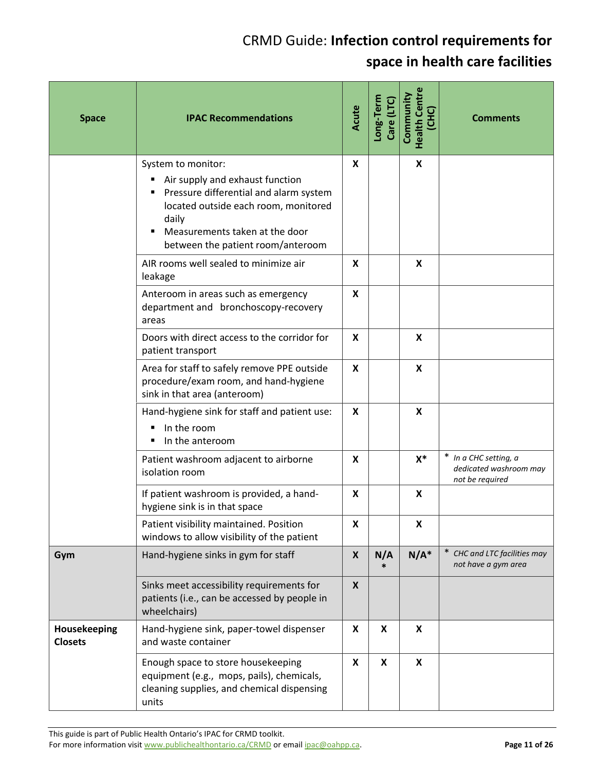| Space | IPAC Recommendations | Acute | Long-Term Care (LTC) | Community Health Centre (CHC) | Comments |
|---|---|---|---|---|---|
| | System to monitor:<br>▪ Air supply and exhaust function<br>▪ Pressure differential and alarm system located outside each room, monitored daily<br>▪ Measurements taken at the door between the patient room/anteroom | X | | X | |
| | AIR rooms well sealed to minimize air leakage | X | | X | |
| | Anteroom in areas such as emergency department and bronchoscopy-recovery areas | X | | | |
| | Doors with direct access to the corridor for patient transport | X | | X | |
| | Area for staff to safely remove PPE outside procedure/exam room, and hand-hygiene sink in that area (anteroom) | X | | X | |
| | Hand-hygiene sink for staff and patient use:<br>▪ In the room<br>▪ In the anteroom | X | | X | |
| | Patient washroom adjacent to airborne isolation room | X | | X* | * *In a CHC setting, a dedicated washroom may not be required* |
| | If patient washroom is provided, a hand-hygiene sink is in that space | X | | X | |
| | Patient visibility maintained. Position windows to allow visibility of the patient | X | | X | |
| **Gym** | Hand-hygiene sinks in gym for staff | X | N/A * | N/A* | * *CHC and LTC facilities may not have a gym area* |
| | Sinks meet accessibility requirements for patients (i.e., can be accessed by people in wheelchairs) | X | | | |
| **Housekeeping Closets** | Hand-hygiene sink, paper-towel dispenser and waste container | X | X | X | |
| | Enough space to store housekeeping equipment (e.g., mops, pails), chemicals, cleaning supplies, and chemical dispensing units | X | X | X | |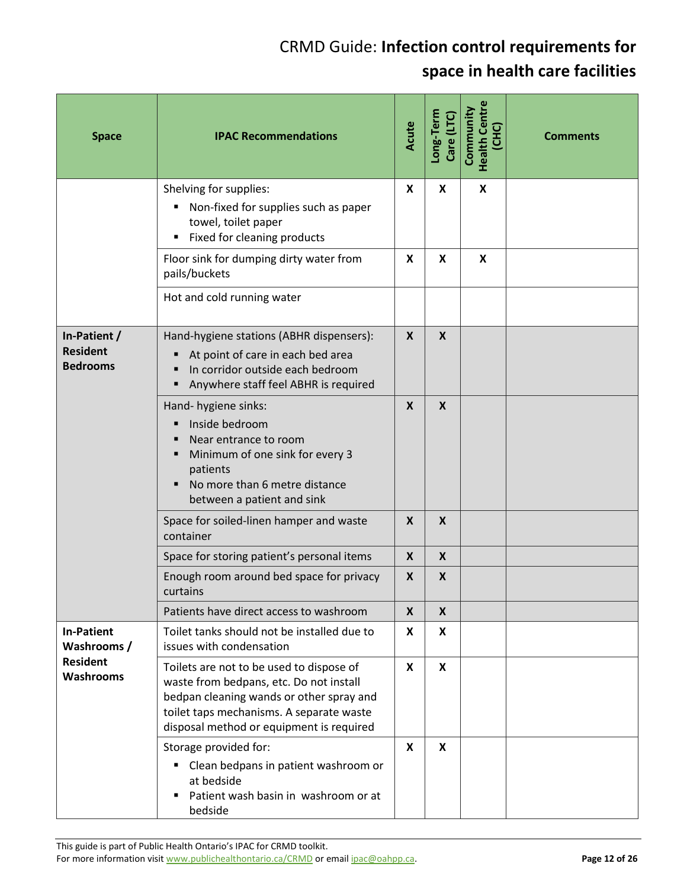| Space | IPAC Recommendations | Acute | Long-Term Care (LTC) | Community Health Centre (CHC) | Comments |
|---|---|---|---|---|---|
| | Shelving for supplies:<br>▪ Non-fixed for supplies such as paper towel, toilet paper<br>▪ Fixed for cleaning products | X | X | X | |
| | Floor sink for dumping dirty water from pails/buckets | X | X | X | |
| | Hot and cold running water | | | | |
| **In-Patient / Resident Bedrooms** | Hand-hygiene stations (ABHR dispensers):<br>▪ At point of care in each bed area<br>▪ In corridor outside each bedroom<br>▪ Anywhere staff feel ABHR is required | X | X | | |
| | Hand- hygiene sinks:<br>▪ Inside bedroom<br>▪ Near entrance to room<br>▪ Minimum of one sink for every 3 patients<br>▪ No more than 6 metre distance between a patient and sink | X | X | | |
| | Space for soiled-linen hamper and waste container | X | X | | |
| | Space for storing patient's personal items | X | X | | |
| | Enough room around bed space for privacy curtains | X | X | | |
| | Patients have direct access to washroom | X | X | | |
| **In-Patient Washrooms / Resident Washrooms** | Toilet tanks should not be installed due to issues with condensation | X | X | | |
| | Toilets are not to be used to dispose of waste from bedpans, etc. Do not install bedpan cleaning wands or other spray and toilet taps mechanisms. A separate waste disposal method or equipment is required | X | X | | |
| | Storage provided for:<br>▪ Clean bedpans in patient washroom or at bedside<br>▪ Patient wash basin in washroom or at bedside | X | X | | |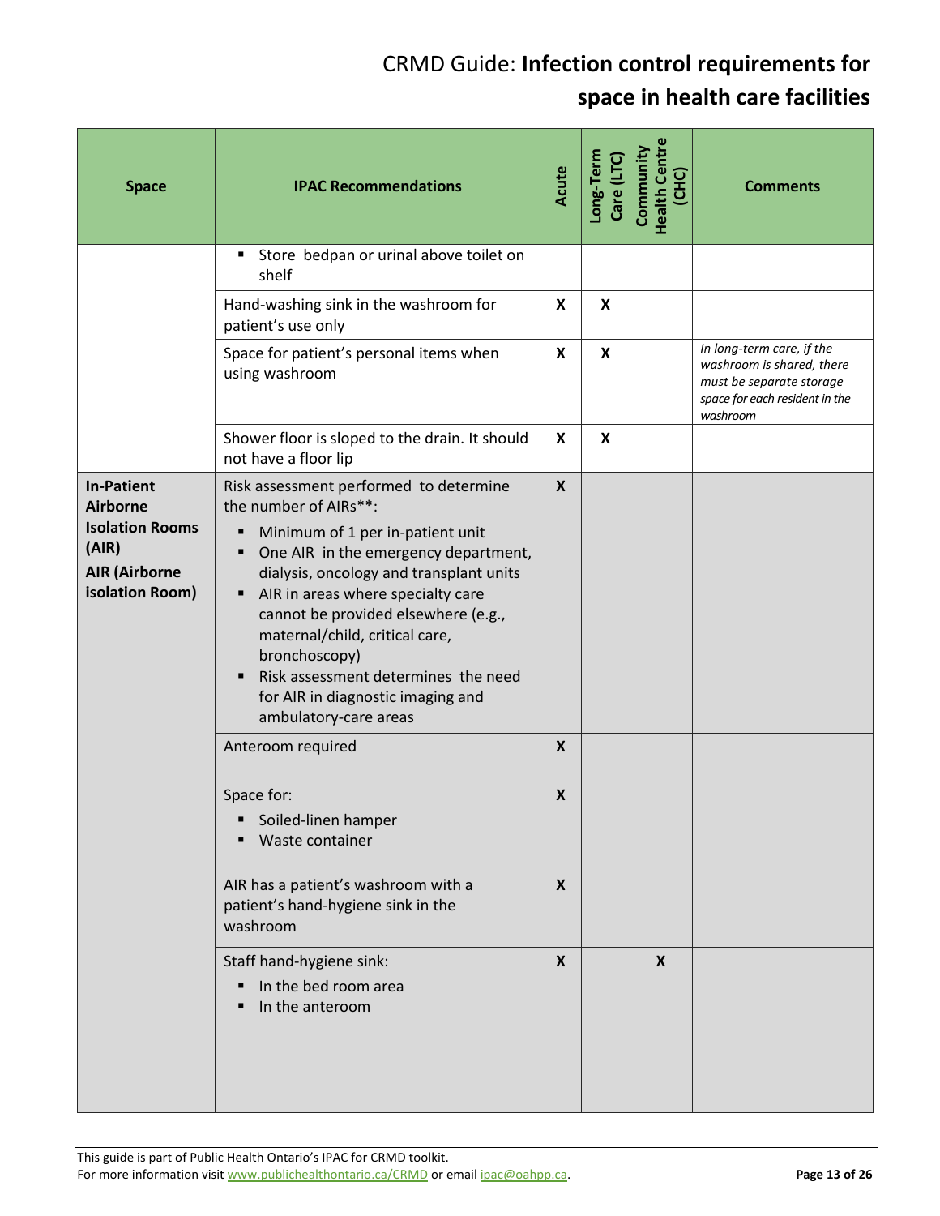| Space | IPAC Recommendations | Acute | Long-Term Care (LTC) | Community Health Centre (CHC) | Comments |
|---|---|---|---|---|---|
| | ▪ Store bedpan or urinal above toilet on shelf | | | | |
| | Hand-washing sink in the washroom for patient's use only | X | X | | |
| | Space for patient's personal items when using washroom | X | X | | *In long-term care, if the washroom is shared, there must be separate storage space for each resident in the washroom* |
| | Shower floor is sloped to the drain. It should not have a floor lip | X | X | | |
| **In-Patient Airborne Isolation Rooms (AIR)** **AIR (Airborne isolation Room)** | Risk assessment performed to determine the number of AIRs**: ▪ Minimum of 1 per in-patient unit ▪ One AIR in the emergency department, dialysis, oncology and transplant units ▪ AIR in areas where specialty care cannot be provided elsewhere (e.g., maternal/child, critical care, bronchoscopy) ▪ Risk assessment determines the need for AIR in diagnostic imaging and ambulatory-care areas | X | | | |
| | Anteroom required | X | | | |
| | Space for: ▪ Soiled-linen hamper ▪ Waste container | X | | | |
| | AIR has a patient's washroom with a patient's hand-hygiene sink in the washroom | X | | | |
| | Staff hand-hygiene sink: ▪ In the bed room area ▪ In the anteroom | X | | X | |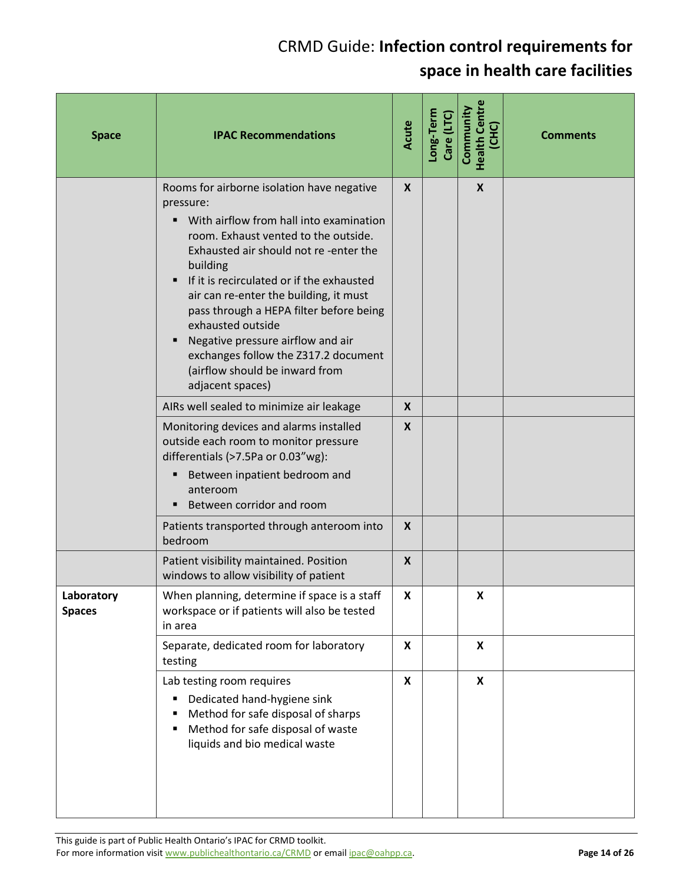| Space | IPAC Recommendations | Acute | Long-Term Care (LTC) | Community Health Centre (CHC) | Comments |
|---|---|---|---|---|---|
| | Rooms for airborne isolation have negative pressure:<br>▪ With airflow from hall into examination room. Exhaust vented to the outside. Exhausted air should not re -enter the building<br>▪ If it is recirculated or if the exhausted air can re-enter the building, it must pass through a HEPA filter before being exhausted outside<br>▪ Negative pressure airflow and air exchanges follow the Z317.2 document (airflow should be inward from adjacent spaces) | X | | X | |
| | AIRs well sealed to minimize air leakage | X | | | |
| | Monitoring devices and alarms installed outside each room to monitor pressure differentials (>7.5Pa or 0.03"wg):<br>▪ Between inpatient bedroom and anteroom<br>▪ Between corridor and room | X | | | |
| | Patients transported through anteroom into bedroom | X | | | |
| | Patient visibility maintained. Position windows to allow visibility of patient | X | | | |
| **Laboratory Spaces** | When planning, determine if space is a staff workspace or if patients will also be tested in area | X | | X | |
| | Separate, dedicated room for laboratory testing | X | | X | |
| | Lab testing room requires<br>▪ Dedicated hand-hygiene sink<br>▪ Method for safe disposal of sharps<br>▪ Method for safe disposal of waste liquids and bio medical waste | X | | X | |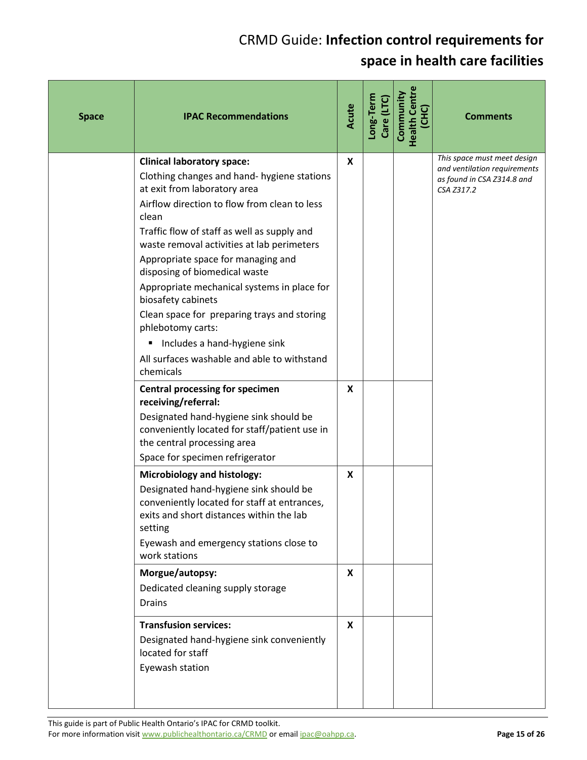| Space | IPAC Recommendations | Acute | Long-Term Care (LTC) | Community Health Centre (CHC) | Comments |
|---|---|---|---|---|---|
| | **Clinical laboratory space:**<br>Clothing changes and hand- hygiene stations at exit from laboratory area<br>Airflow direction to flow from clean to less clean<br>Traffic flow of staff as well as supply and waste removal activities at lab perimeters<br>Appropriate space for managing and disposing of biomedical waste<br>Appropriate mechanical systems in place for biosafety cabinets<br>Clean space for preparing trays and storing phlebotomy carts:<br>▪ Includes a hand-hygiene sink<br>All surfaces washable and able to withstand chemicals | X | | | *This space must meet design and ventilation requirements as found in CSA Z314.8 and CSA Z317.2* |
| | **Central processing for specimen receiving/referral:**<br>Designated hand-hygiene sink should be conveniently located for staff/patient use in the central processing area<br>Space for specimen refrigerator | X | | | |
| | **Microbiology and histology:**<br>Designated hand-hygiene sink should be conveniently located for staff at entrances, exits and short distances within the lab setting<br>Eyewash and emergency stations close to work stations | X | | | |
| | **Morgue/autopsy:**<br>Dedicated cleaning supply storage<br>Drains | X | | | |
| | **Transfusion services:**<br>Designated hand-hygiene sink conveniently located for staff<br>Eyewash station | X | | | |

This guide is part of Public Health Ontario's IPAC for CRMD toolkit.
For more information visit www.publichealthontario.ca/CRMD or email ipac@oahpp.ca.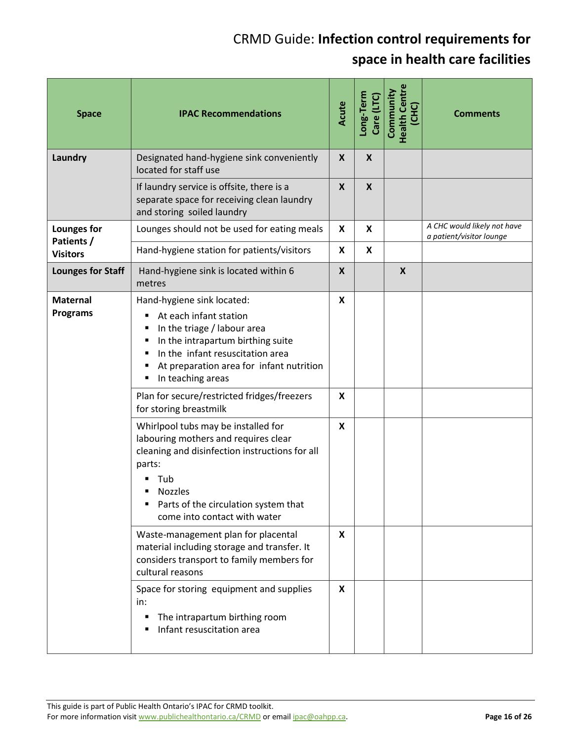| Space | IPAC Recommendations | Acute | Long-Term Care (LTC) | Community Health Centre (CHC) | Comments |
|---|---|---|---|---|---|
| **Laundry** | Designated hand-hygiene sink conveniently located for staff use | **X** | **X** | | |
| | If laundry service is offsite, there is a separate space for receiving clean laundry and storing soiled laundry | **X** | **X** | | |
| **Lounges for Patients / Visitors** | Lounges should not be used for eating meals | **X** | **X** | | *A CHC would likely not have a patient/visitor lounge* |
| | Hand-hygiene station for patients/visitors | **X** | **X** | | |
| **Lounges for Staff** | Hand-hygiene sink is located within 6 metres | **X** | | **X** | |
| **Maternal Programs** | Hand-hygiene sink located:<br>▪ At each infant station<br>▪ In the triage / labour area<br>▪ In the intrapartum birthing suite<br>▪ In the infant resuscitation area<br>▪ At preparation area for infant nutrition<br>▪ In teaching areas | **X** | | | |
| | Plan for secure/restricted fridges/freezers for storing breastmilk | **X** | | | |
| | Whirlpool tubs may be installed for labouring mothers and requires clear cleaning and disinfection instructions for all parts:<br>▪ Tub<br>▪ Nozzles<br>▪ Parts of the circulation system that come into contact with water | **X** | | | |
| | Waste-management plan for placental material including storage and transfer. It considers transport to family members for cultural reasons | **X** | | | |
| | Space for storing equipment and supplies in:<br>▪ The intrapartum birthing room<br>▪ Infant resuscitation area | **X** | | | |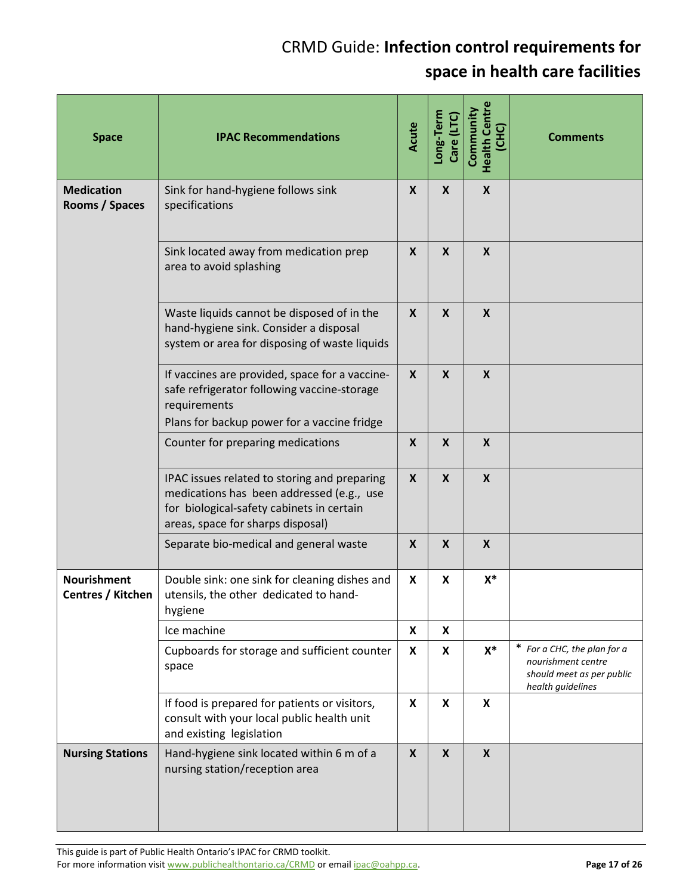| Space | IPAC Recommendations | Acute | Long-Term Care (LTC) | Community Health Centre (CHC) | Comments |
|---|---|---|---|---|---|
| **Medication Rooms / Spaces** | Sink for hand-hygiene follows sink specifications | X | X | X | |
| | Sink located away from medication prep area to avoid splashing | X | X | X | |
| | Waste liquids cannot be disposed of in the hand-hygiene sink. Consider a disposal system or area for disposing of waste liquids | X | X | X | |
| | If vaccines are provided, space for a vaccine-safe refrigerator following vaccine-storage requirements<br>Plans for backup power for a vaccine fridge | X | X | X | |
| | Counter for preparing medications | X | X | X | |
| | IPAC issues related to storing and preparing medications has been addressed (e.g., use for biological-safety cabinets in certain areas, space for sharps disposal) | X | X | X | |
| | Separate bio-medical and general waste | X | X | X | |
| **Nourishment Centres / Kitchen** | Double sink: one sink for cleaning dishes and utensils, the other dedicated to hand-hygiene | X | X | X* | |
| | Ice machine | X | X | | |
| | Cupboards for storage and sufficient counter space | X | X | X* | * *For a CHC, the plan for a nourishment centre should meet as per public health guidelines* |
| | If food is prepared for patients or visitors, consult with your local public health unit and existing legislation | X | X | X | |
| **Nursing Stations** | Hand-hygiene sink located within 6 m of a nursing station/reception area | X | X | X | |

This guide is part of Public Health Ontario's IPAC for CRMD toolkit.
For more information visit www.publichealthontario.ca/CRMD or email ipac@oahpp.ca.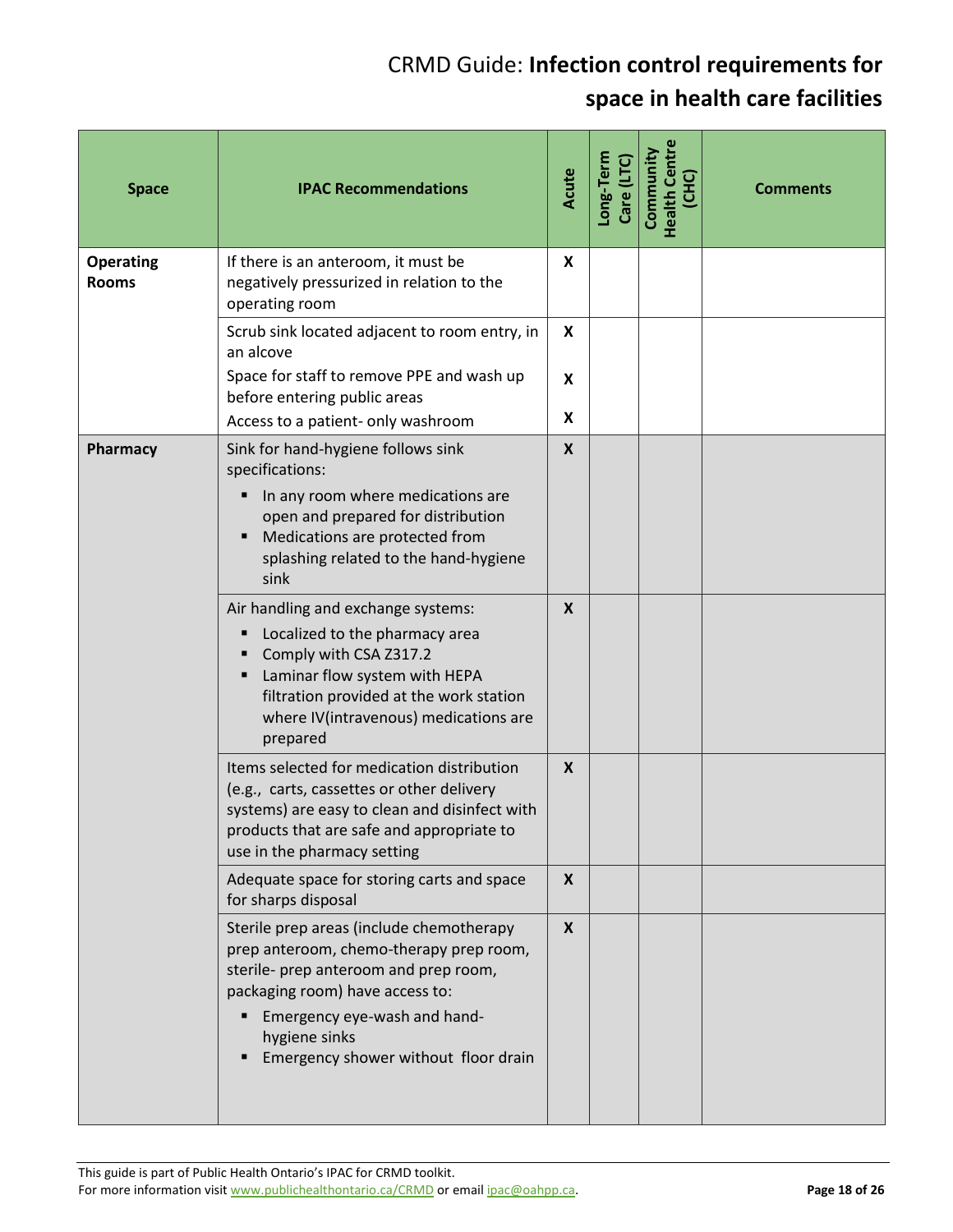# CRMD Guide: **Infection control requirements for space in health care facilities**

| Space | IPAC Recommendations | Acute | Long-Term Care (LTC) | Community Health Centre (CHC) | Comments |
|---|---|---|---|---|---|
| **Operating Rooms** | If there is an anteroom, it must be negatively pressurized in relation to the operating room | X | | | |
| | Scrub sink located adjacent to room entry, in an alcove | X | | | |
| | Space for staff to remove PPE and wash up before entering public areas | X | | | |
| | Access to a patient- only washroom | X | | | |
| **Pharmacy** | Sink for hand-hygiene follows sink specifications:<br>▪ In any room where medications are open and prepared for distribution<br>▪ Medications are protected from splashing related to the hand-hygiene sink | X | | | |
| | Air handling and exchange systems:<br>▪ Localized to the pharmacy area<br>▪ Comply with CSA Z317.2<br>▪ Laminar flow system with HEPA filtration provided at the work station where IV(intravenous) medications are prepared | X | | | |
| | Items selected for medication distribution (e.g., carts, cassettes or other delivery systems) are easy to clean and disinfect with products that are safe and appropriate to use in the pharmacy setting | X | | | |
| | Adequate space for storing carts and space for sharps disposal | X | | | |
| | Sterile prep areas (include chemotherapy prep anteroom, chemo-therapy prep room, sterile- prep anteroom and prep room, packaging room) have access to:<br>▪ Emergency eye-wash and hand-hygiene sinks<br>▪ Emergency shower without floor drain | X | | | |

This guide is part of Public Health Ontario's IPAC for CRMD toolkit.
For more information visit www.publichealthontario.ca/CRMD or email ipac@oahpp.ca.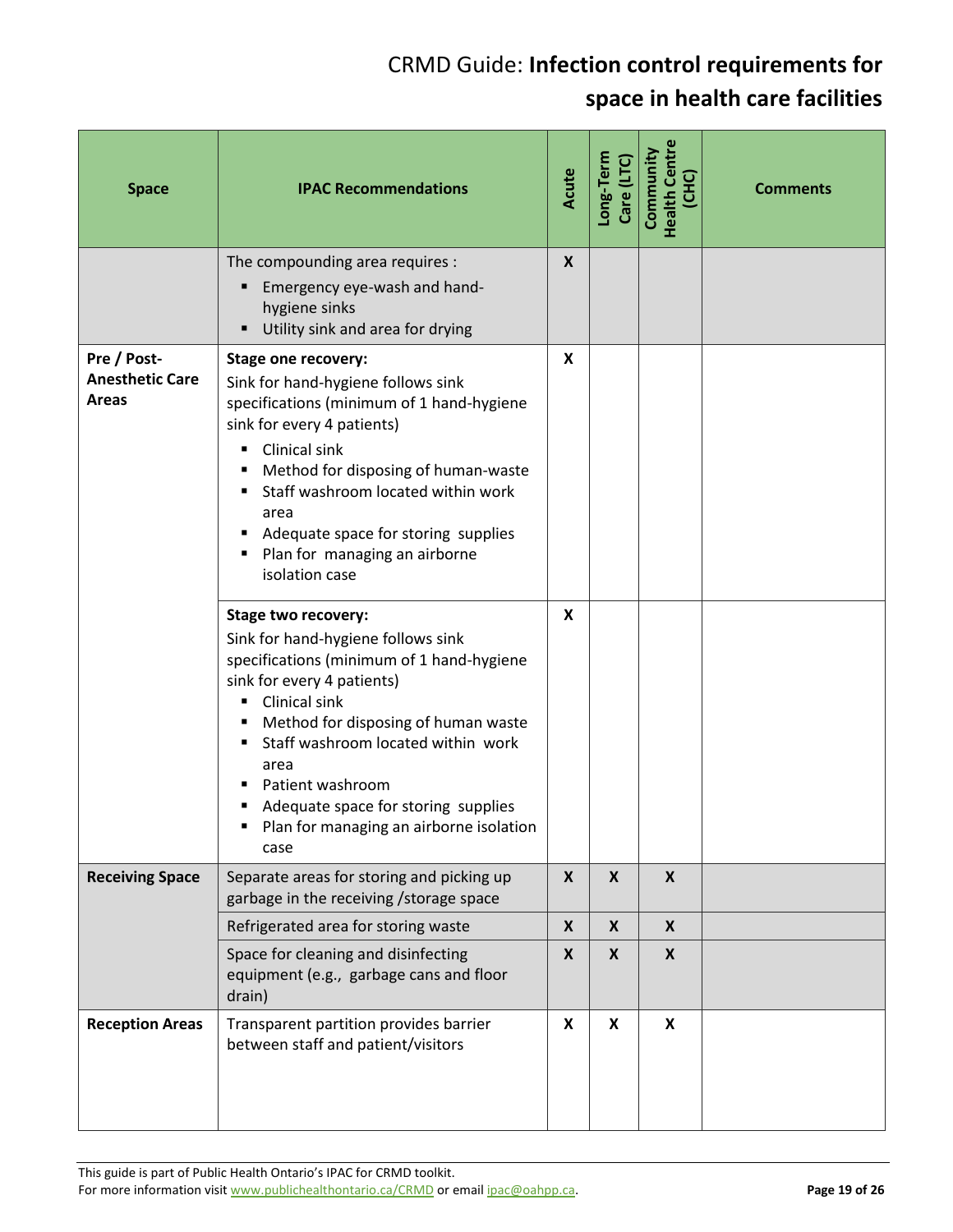| Space | IPAC Recommendations | Acute | Long-Term Care (LTC) | Community Health Centre (CHC) | Comments |
|---|---|---|---|---|---|
| | The compounding area requires :<br>▪ Emergency eye-wash and hand-hygiene sinks<br>▪ Utility sink and area for drying | X | | | |
| **Pre / Post-Anesthetic Care Areas** | **Stage one recovery:**<br>Sink for hand-hygiene follows sink specifications (minimum of 1 hand-hygiene sink for every 4 patients)<br>▪ Clinical sink<br>▪ Method for disposing of human-waste<br>▪ Staff washroom located within work area<br>▪ Adequate space for storing supplies<br>▪ Plan for managing an airborne isolation case | X | | | |
| | **Stage two recovery:**<br>Sink for hand-hygiene follows sink specifications (minimum of 1 hand-hygiene sink for every 4 patients)<br>▪ Clinical sink<br>▪ Method for disposing of human waste<br>▪ Staff washroom located within work area<br>▪ Patient washroom<br>▪ Adequate space for storing supplies<br>▪ Plan for managing an airborne isolation case | X | | | |
| **Receiving Space** | Separate areas for storing and picking up garbage in the receiving /storage space | X | X | X | |
| | Refrigerated area for storing waste | X | X | X | |
| | Space for cleaning and disinfecting equipment (e.g., garbage cans and floor drain) | X | X | X | |
| **Reception Areas** | Transparent partition provides barrier between staff and patient/visitors | X | X | X | |

This guide is part of Public Health Ontario's IPAC for CRMD toolkit.
For more information visit www.publichealthontario.ca/CRMD or email ipac@oahpp.ca.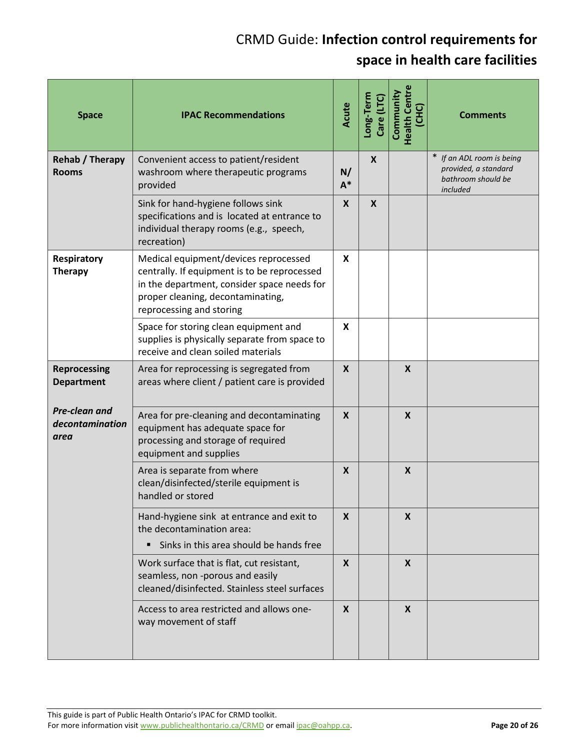| Space | IPAC Recommendations | Acute | Long-Term Care (LTC) | Community Health Centre (CHC) | Comments |
|---|---|---|---|---|---|
| **Rehab / Therapy Rooms** | Convenient access to patient/resident washroom where therapeutic programs provided | N/A* | X | | * *If an ADL room is being provided, a standard bathroom should be included* |
| | Sink for hand-hygiene follows sink specifications and is located at entrance to individual therapy rooms (e.g., speech, recreation) | X | X | | |
| **Respiratory Therapy** | Medical equipment/devices reprocessed centrally. If equipment is to be reprocessed in the department, consider space needs for proper cleaning, decontaminating, reprocessing and storing | X | | | |
| | Space for storing clean equipment and supplies is physically separate from space to receive and clean soiled materials | X | | | |
| **Reprocessing Department** | Area for reprocessing is segregated from areas where client / patient care is provided | X | | X | |
| ***Pre-clean and decontamination area*** | Area for pre-cleaning and decontaminating equipment has adequate space for processing and storage of required equipment and supplies | X | | X | |
| | Area is separate from where clean/disinfected/sterile equipment is handled or stored | X | | X | |
| | Hand-hygiene sink at entrance and exit to the decontamination area: <br>▪ Sinks in this area should be hands free | X | | X | |
| | Work surface that is flat, cut resistant, seamless, non -porous and easily cleaned/disinfected. Stainless steel surfaces | X | | X | |
| | Access to area restricted and allows one-way movement of staff | X | | X | |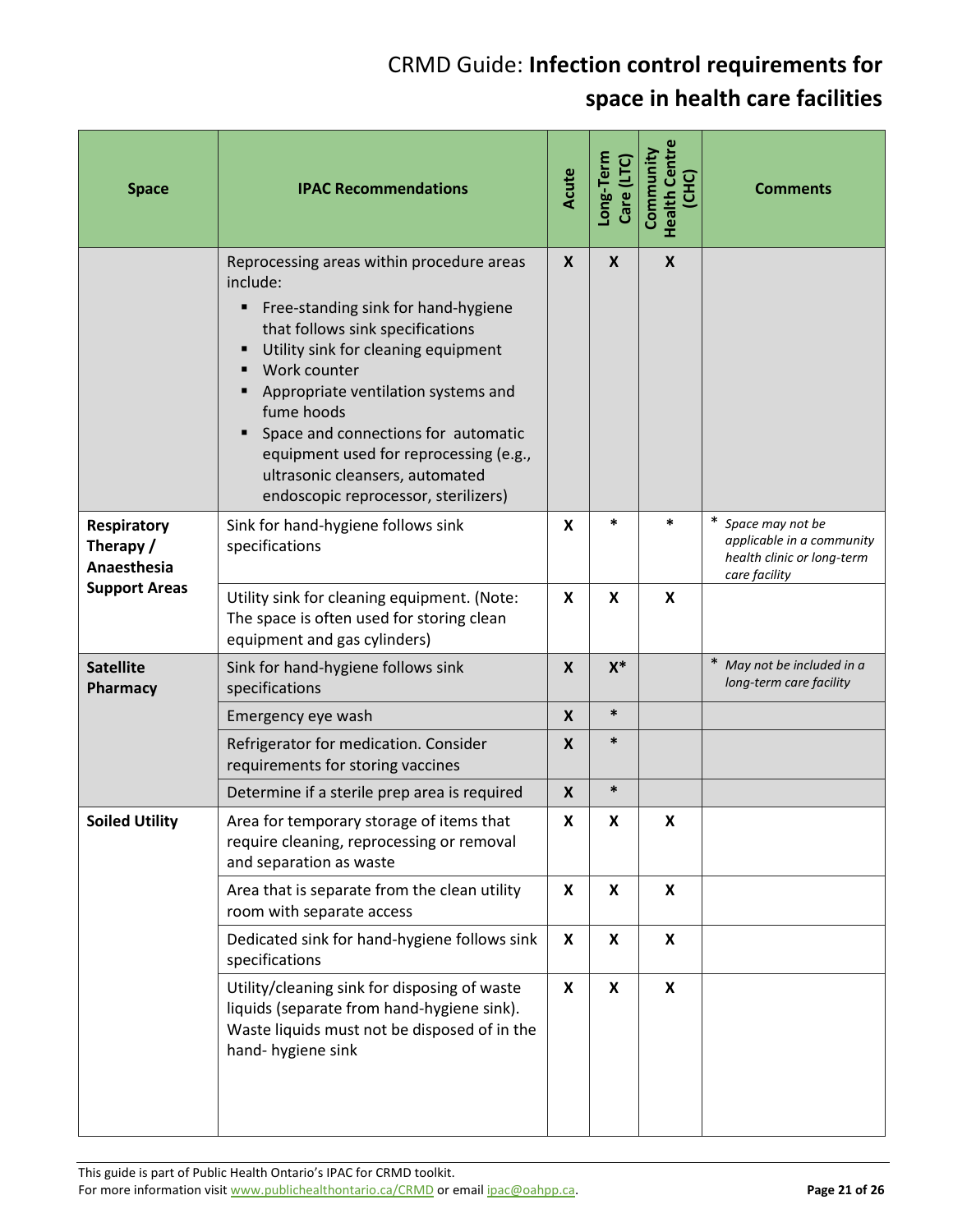| Space | IPAC Recommendations | Acute | Long-Term Care (LTC) | Community Health Centre (CHC) | Comments |
|---|---|---|---|---|---|
| | Reprocessing areas within procedure areas include:<br>▪ Free-standing sink for hand-hygiene that follows sink specifications<br>▪ Utility sink for cleaning equipment<br>▪ Work counter<br>▪ Appropriate ventilation systems and fume hoods<br>▪ Space and connections for automatic equipment used for reprocessing (e.g., ultrasonic cleansers, automated endoscopic reprocessor, sterilizers) | X | X | X | |
| **Respiratory Therapy / Anaesthesia Support Areas** | Sink for hand-hygiene follows sink specifications | X | * | * | * *Space may not be applicable in a community health clinic or long-term care facility* |
| | Utility sink for cleaning equipment. (Note: The space is often used for storing clean equipment and gas cylinders) | X | X | X | |
| **Satellite Pharmacy** | Sink for hand-hygiene follows sink specifications | X | X* | | * *May not be included in a long-term care facility* |
| | Emergency eye wash | X | * | | |
| | Refrigerator for medication. Consider requirements for storing vaccines | X | * | | |
| | Determine if a sterile prep area is required | X | * | | |
| **Soiled Utility** | Area for temporary storage of items that require cleaning, reprocessing or removal and separation as waste | X | X | X | |
| | Area that is separate from the clean utility room with separate access | X | X | X | |
| | Dedicated sink for hand-hygiene follows sink specifications | X | X | X | |
| | Utility/cleaning sink for disposing of waste liquids (separate from hand-hygiene sink). Waste liquids must not be disposed of in the hand- hygiene sink | X | X | X | |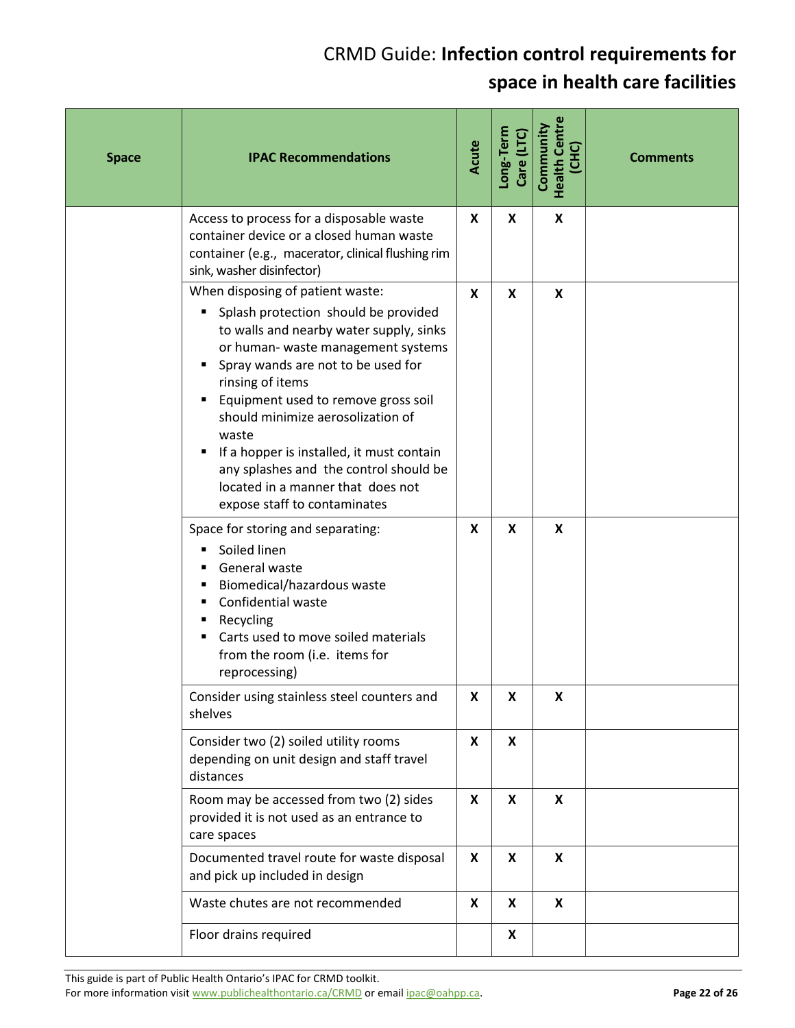| Space | IPAC Recommendations | Acute | Long-Term Care (LTC) | Community Health Centre (CHC) | Comments |
|---|---|---|---|---|---|
| | Access to process for a disposable waste container device or a closed human waste container (e.g., macerator, clinical flushing rim sink, washer disinfector) | X | X | X | |
| | When disposing of patient waste:<br>▪ Splash protection should be provided to walls and nearby water supply, sinks or human- waste management systems<br>▪ Spray wands are not to be used for rinsing of items<br>▪ Equipment used to remove gross soil should minimize aerosolization of waste<br>▪ If a hopper is installed, it must contain any splashes and the control should be located in a manner that does not expose staff to contaminates | X | X | X | |
| | Space for storing and separating:<br>▪ Soiled linen<br>▪ General waste<br>▪ Biomedical/hazardous waste<br>▪ Confidential waste<br>▪ Recycling<br>▪ Carts used to move soiled materials from the room (i.e. items for reprocessing) | X | X | X | |
| | Consider using stainless steel counters and shelves | X | X | X | |
| | Consider two (2) soiled utility rooms depending on unit design and staff travel distances | X | X | | |
| | Room may be accessed from two (2) sides provided it is not used as an entrance to care spaces | X | X | X | |
| | Documented travel route for waste disposal and pick up included in design | X | X | X | |
| | Waste chutes are not recommended | X | X | X | |
| | Floor drains required | | X | | |

This guide is part of Public Health Ontario's IPAC for CRMD toolkit.
For more information visit www.publichealthontario.ca/CRMD or email ipac@oahpp.ca.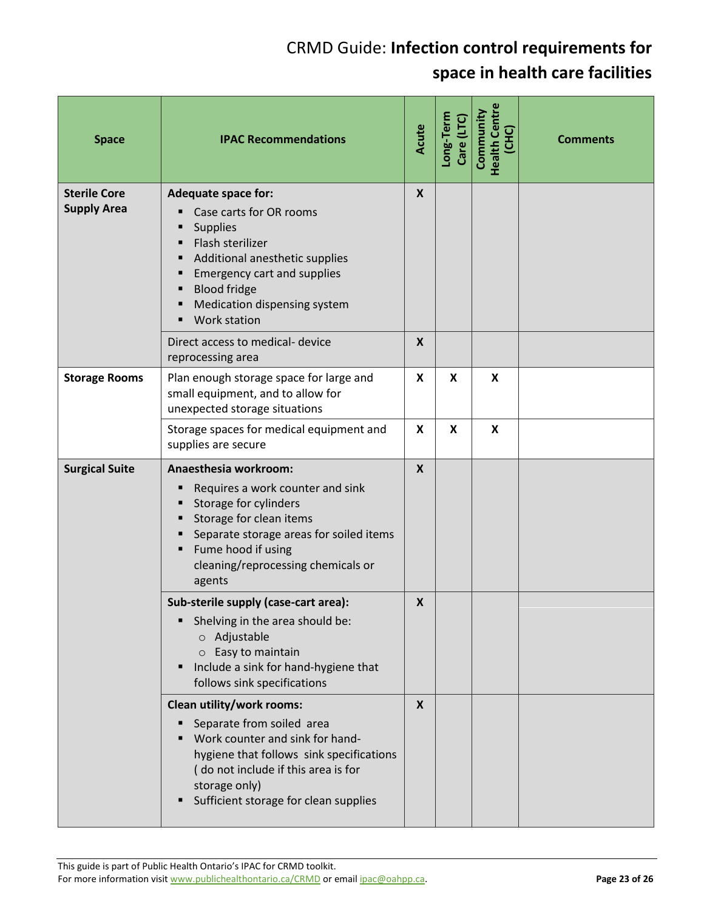| Space | IPAC Recommendations | Acute | Long-Term Care (LTC) | Community Health Centre (CHC) | Comments |
|---|---|---|---|---|---|
| **Sterile Core Supply Area** | **Adequate space for:**<br>▪ Case carts for OR rooms<br>▪ Supplies<br>▪ Flash sterilizer<br>▪ Additional anesthetic supplies<br>▪ Emergency cart and supplies<br>▪ Blood fridge<br>▪ Medication dispensing system<br>▪ Work station | X | | | |
| | Direct access to medical- device reprocessing area | X | | | |
| **Storage Rooms** | Plan enough storage space for large and small equipment, and to allow for unexpected storage situations | X | X | X | |
| | Storage spaces for medical equipment and supplies are secure | X | X | X | |
| **Surgical Suite** | **Anaesthesia workroom:**<br>▪ Requires a work counter and sink<br>▪ Storage for cylinders<br>▪ Storage for clean items<br>▪ Separate storage areas for soiled items<br>▪ Fume hood if using cleaning/reprocessing chemicals or agents | X | | | |
| | **Sub-sterile supply (case-cart area):**<br>▪ Shelving in the area should be:<br>&nbsp;&nbsp;&nbsp;&nbsp;○ Adjustable<br>&nbsp;&nbsp;&nbsp;&nbsp;○ Easy to maintain<br>▪ Include a sink for hand-hygiene that follows sink specifications | X | | | |
| | **Clean utility/work rooms:**<br>▪ Separate from soiled area<br>▪ Work counter and sink for hand-hygiene that follows sink specifications ( do not include if this area is for storage only)<br>▪ Sufficient storage for clean supplies | X | | | |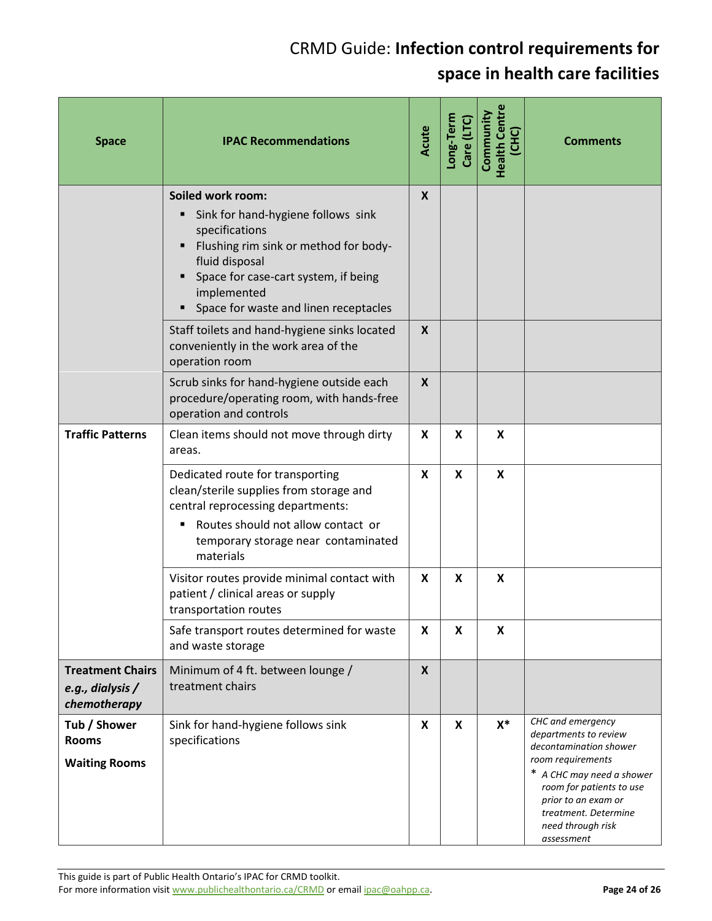# CRMD Guide: **Infection control requirements for space in health care facilities**

| Space | IPAC Recommendations | Acute | Long-Term Care (LTC) | Community Health Centre (CHC) | Comments |
|---|---|---|---|---|---|
| | **Soiled work room:**<br>▪ Sink for hand-hygiene follows sink specifications<br>▪ Flushing rim sink or method for body-fluid disposal<br>▪ Space for case-cart system, if being implemented<br>▪ Space for waste and linen receptacles | **X** | | | |
| | Staff toilets and hand-hygiene sinks located conveniently in the work area of the operation room | **X** | | | |
| | Scrub sinks for hand-hygiene outside each procedure/operating room, with hands-free operation and controls | **X** | | | |
| **Traffic Patterns** | Clean items should not move through dirty areas. | **X** | **X** | **X** | |
| | Dedicated route for transporting clean/sterile supplies from storage and central reprocessing departments:<br>▪ Routes should not allow contact or temporary storage near contaminated materials | **X** | **X** | **X** | |
| | Visitor routes provide minimal contact with patient / clinical areas or supply transportation routes | **X** | **X** | **X** | |
| | Safe transport routes determined for waste and waste storage | **X** | **X** | **X** | |
| **Treatment Chairs** ***e.g., dialysis / chemotherapy*** | Minimum of 4 ft. between lounge / treatment chairs | **X** | | | |
| **Tub / Shower Rooms**<br>**Waiting Rooms** | Sink for hand-hygiene follows sink specifications | **X** | **X** | **X*** | *CHC and emergency departments to review decontamination shower room requirements*<br>* *A CHC may need a shower room for patients to use prior to an exam or treatment. Determine need through risk assessment* |

This guide is part of Public Health Ontario's IPAC for CRMD toolkit.
For more information visit www.publichealthontario.ca/CRMD or email ipac@oahpp.ca.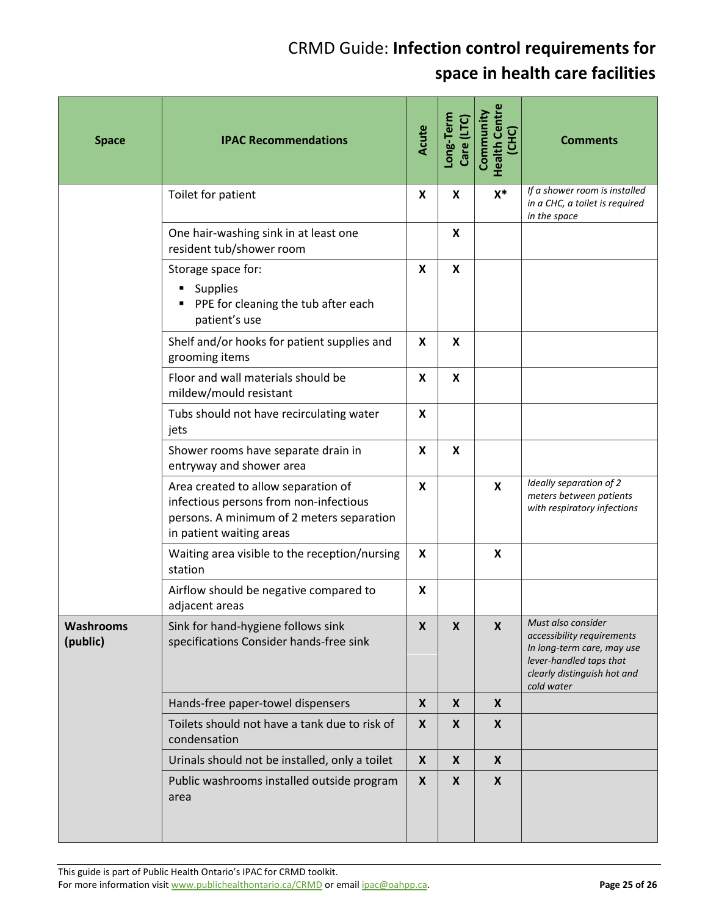| Space | IPAC Recommendations | Acute | Long-Term Care (LTC) | Community Health Centre (CHC) | Comments |
|---|---|---|---|---|---|
| | Toilet for patient | X | X | X* | *If a shower room is installed in a CHC, a toilet is required in the space* |
| | One hair-washing sink in at least one resident tub/shower room | | X | | |
| | Storage space for:<br>▪ Supplies<br>▪ PPE for cleaning the tub after each patient's use | X | X | | |
| | Shelf and/or hooks for patient supplies and grooming items | X | X | | |
| | Floor and wall materials should be mildew/mould resistant | X | X | | |
| | Tubs should not have recirculating water jets | X | | | |
| | Shower rooms have separate drain in entryway and shower area | X | X | | |
| | Area created to allow separation of infectious persons from non-infectious persons. A minimum of 2 meters separation in patient waiting areas | X | | X | *Ideally separation of 2 meters between patients with respiratory infections* |
| | Waiting area visible to the reception/nursing station | X | | X | |
| | Airflow should be negative compared to adjacent areas | X | | | |
| **Washrooms (public)** | Sink for hand-hygiene follows sink specifications Consider hands-free sink | X | X | X | *Must also consider accessibility requirements In long-term care, may use lever-handled taps that clearly distinguish hot and cold water* |
| | Hands-free paper-towel dispensers | X | X | X | |
| | Toilets should not have a tank due to risk of condensation | X | X | X | |
| | Urinals should not be installed, only a toilet | X | X | X | |
| | Public washrooms installed outside program area | X | X | X | |

This guide is part of Public Health Ontario's IPAC for CRMD toolkit.
For more information visit www.publichealthontario.ca/CRMD or email ipac@oahpp.ca.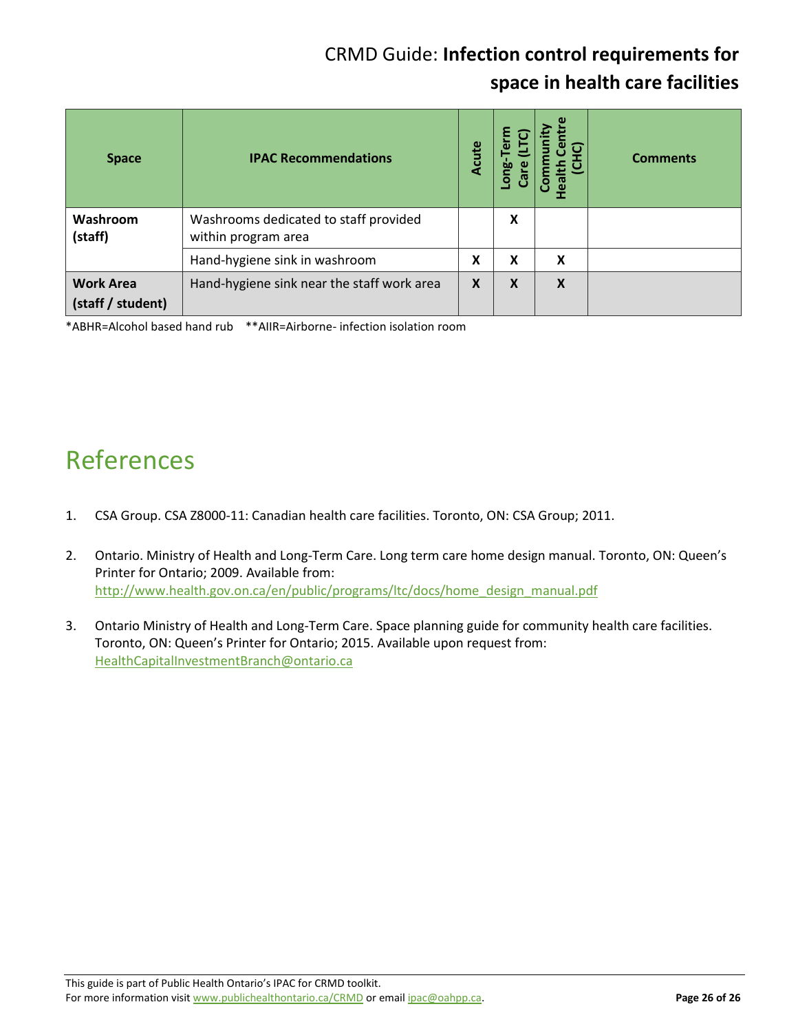| Space | IPAC Recommendations | Acute | Long-Term Care (LTC) | Community Health Centre (CHC) | Comments |
|---|---|---|---|---|---|
| **Washroom (staff)** | Washrooms dedicated to staff provided within program area | | **X** | | |
| | Hand-hygiene sink in washroom | **X** | **X** | **X** | |
| **Work Area (staff / student)** | Hand-hygiene sink near the staff work area | **X** | **X** | **X** | |

*ABHR=Alcohol based hand rub **AIIR=Airborne- infection isolation room

# References

1. CSA Group. CSA Z8000-11: Canadian health care facilities. Toronto, ON: CSA Group; 2011.
2. Ontario. Ministry of Health and Long-Term Care. Long term care home design manual. Toronto, ON: Queen's Printer for Ontario; 2009. Available from: http://www.health.gov.on.ca/en/public/programs/ltc/docs/home_design_manual.pdf
3. Ontario Ministry of Health and Long-Term Care. Space planning guide for community health care facilities. Toronto, ON: Queen's Printer for Ontario; 2015. Available upon request from: HealthCapitalInvestmentBranch@ontario.ca